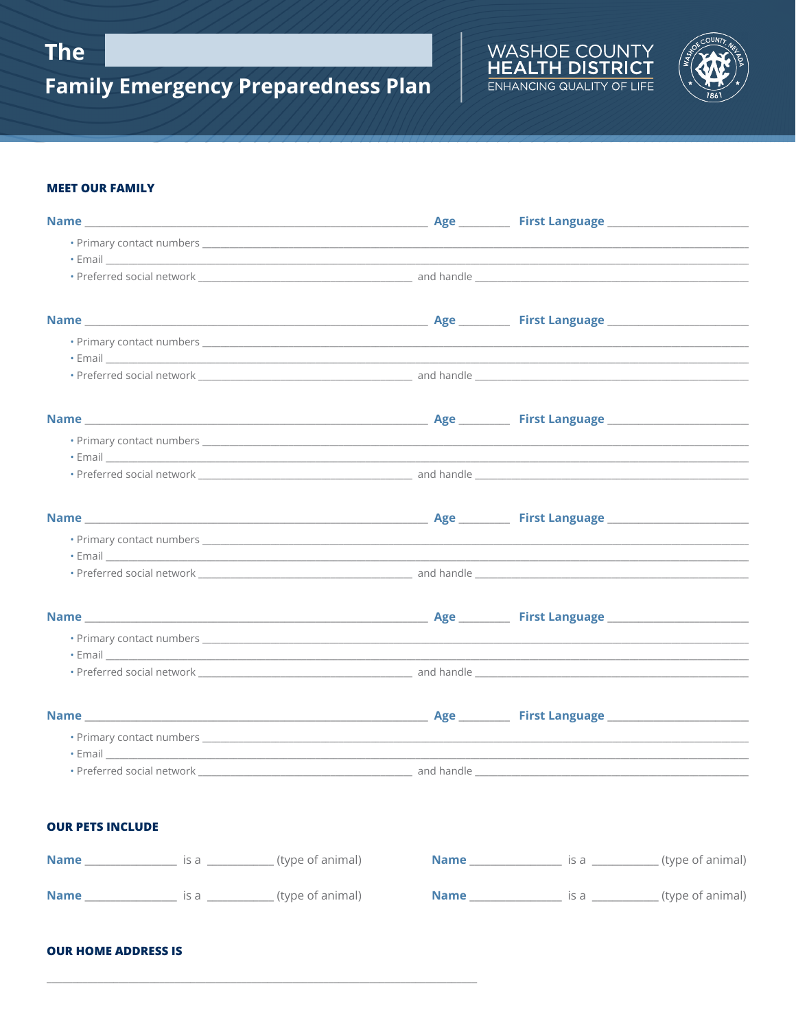# The ____________ Family Emergency Preparedness Plan

WASHOE COUNTY HEALTH DISTRICT
ENHANCING QUALITY OF LIFE

## MEET OUR FAMILY

**Name** ______________________________ **Age** ________ **First Language** ______________________

- Primary contact numbers ______________________________
- Email ______________________________
- Preferred social network ______________________ and handle ______________________

**Name** ______________________________ **Age** ________ **First Language** ______________________

- Primary contact numbers ______________________________
- Email ______________________________
- Preferred social network ______________________ and handle ______________________

**Name** ______________________________ **Age** ________ **First Language** ______________________

- Primary contact numbers ______________________________
- Email ______________________________
- Preferred social network ______________________ and handle ______________________

**Name** ______________________________ **Age** ________ **First Language** ______________________

- Primary contact numbers ______________________________
- Email ______________________________
- Preferred social network ______________________ and handle ______________________

**Name** ______________________________ **Age** ________ **First Language** ______________________

- Primary contact numbers ______________________________
- Email ______________________________
- Preferred social network ______________________ and handle ______________________

**Name** ______________________________ **Age** ________ **First Language** ______________________

- Primary contact numbers ______________________________
- Email ______________________________
- Preferred social network ______________________ and handle ______________________

## OUR PETS INCLUDE

**Name** ______________ is a ___________ (type of animal)

**Name** ______________ is a ___________ (type of animal)

**Name** ______________ is a ___________ (type of animal)

**Name** ______________ is a ___________ (type of animal)

## OUR HOME ADDRESS IS

____________________________________________________________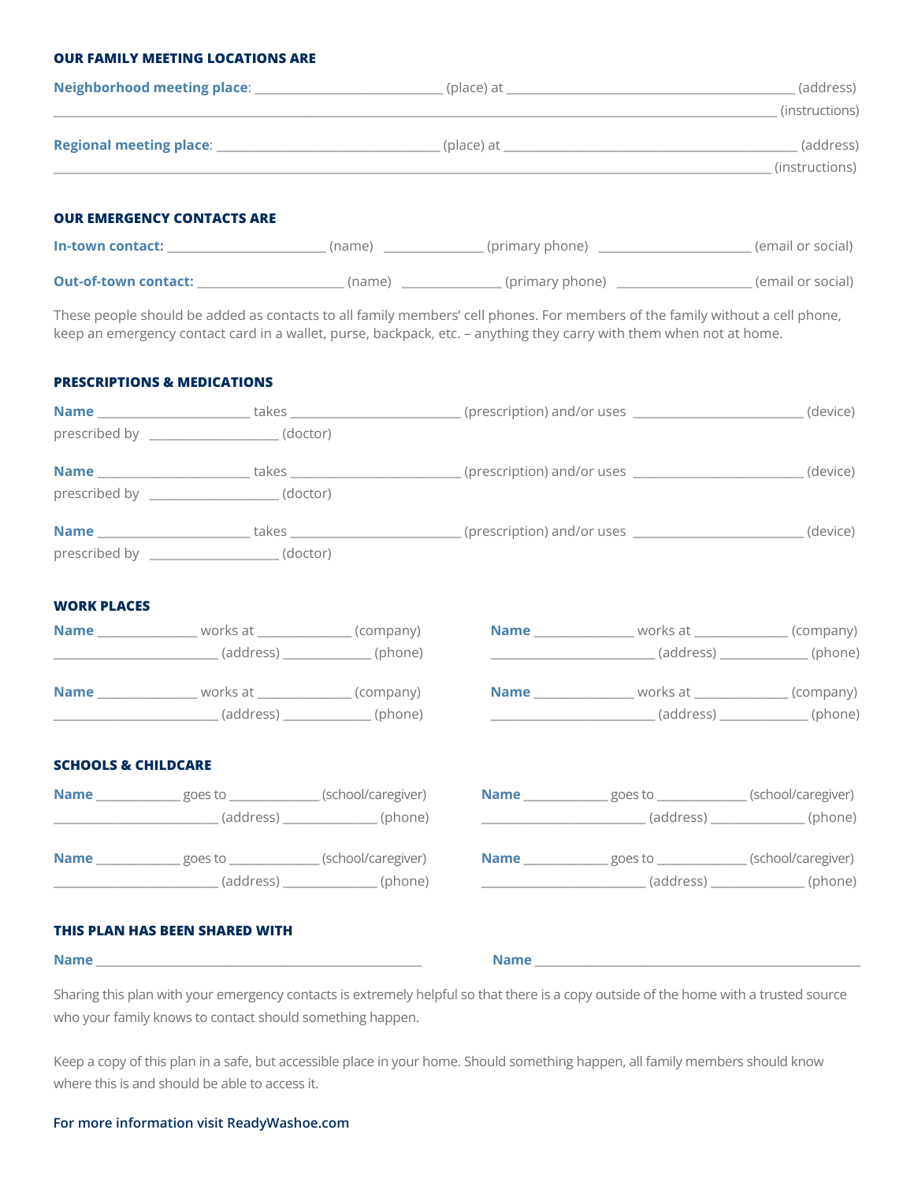## OUR FAMILY MEETING LOCATIONS ARE

**Neighborhood meeting place**: ____________________________ (place) at ____________________________________________ (address)
_____________________________________________________________________________________________________________ (instructions)

**Regional meeting place**: _________________________________ (place) at ___________________________________________ (address)
_____________________________________________________________________________________________________________ (instructions)

## OUR EMERGENCY CONTACTS ARE

**In-town contact:** _______________________ (name) _______________ (primary phone) ______________________ (email or social)

**Out-of-town contact:** _____________________ (name) _______________ (primary phone) ____________________ (email or social)

These people should be added as contacts to all family members' cell phones. For members of the family without a cell phone, keep an emergency contact card in a wallet, purse, backpack, etc. – anything they carry with them when not at home.

## PRESCRIPTIONS & MEDICATIONS

**Name** ______________________ takes _________________________ (prescription) and/or uses _________________________ (device)
prescribed by ___________________ (doctor)

**Name** ______________________ takes _________________________ (prescription) and/or uses _________________________ (device)
prescribed by ___________________ (doctor)

**Name** ______________________ takes _________________________ (prescription) and/or uses _________________________ (device)
prescribed by ___________________ (doctor)

## WORK PLACES

**Name** _______________ works at ______________ (company)
________________________ (address) _____________ (phone)

**Name** _______________ works at ______________ (company)
________________________ (address) _____________ (phone)

**Name** _______________ works at ______________ (company)
________________________ (address) _____________ (phone)

**Name** _______________ works at ______________ (company)
________________________ (address) _____________ (phone)

## SCHOOLS & CHILDCARE

**Name** _____________ goes to _____________ (school/caregiver)
________________________ (address) ______________ (phone)

**Name** _____________ goes to _____________ (school/caregiver)
________________________ (address) ______________ (phone)

**Name** _____________ goes to _____________ (school/caregiver)
________________________ (address) ______________ (phone)

**Name** _____________ goes to _____________ (school/caregiver)
________________________ (address) ______________ (phone)

## THIS PLAN HAS BEEN SHARED WITH

**Name** ________________________________________________

**Name** ________________________________________________

Sharing this plan with your emergency contacts is extremely helpful so that there is a copy outside of the home with a trusted source who your family knows to contact should something happen.

Keep a copy of this plan in a safe, but accessible place in your home. Should something happen, all family members should know where this is and should be able to access it.

**For more information visit ReadyWashoe.com**